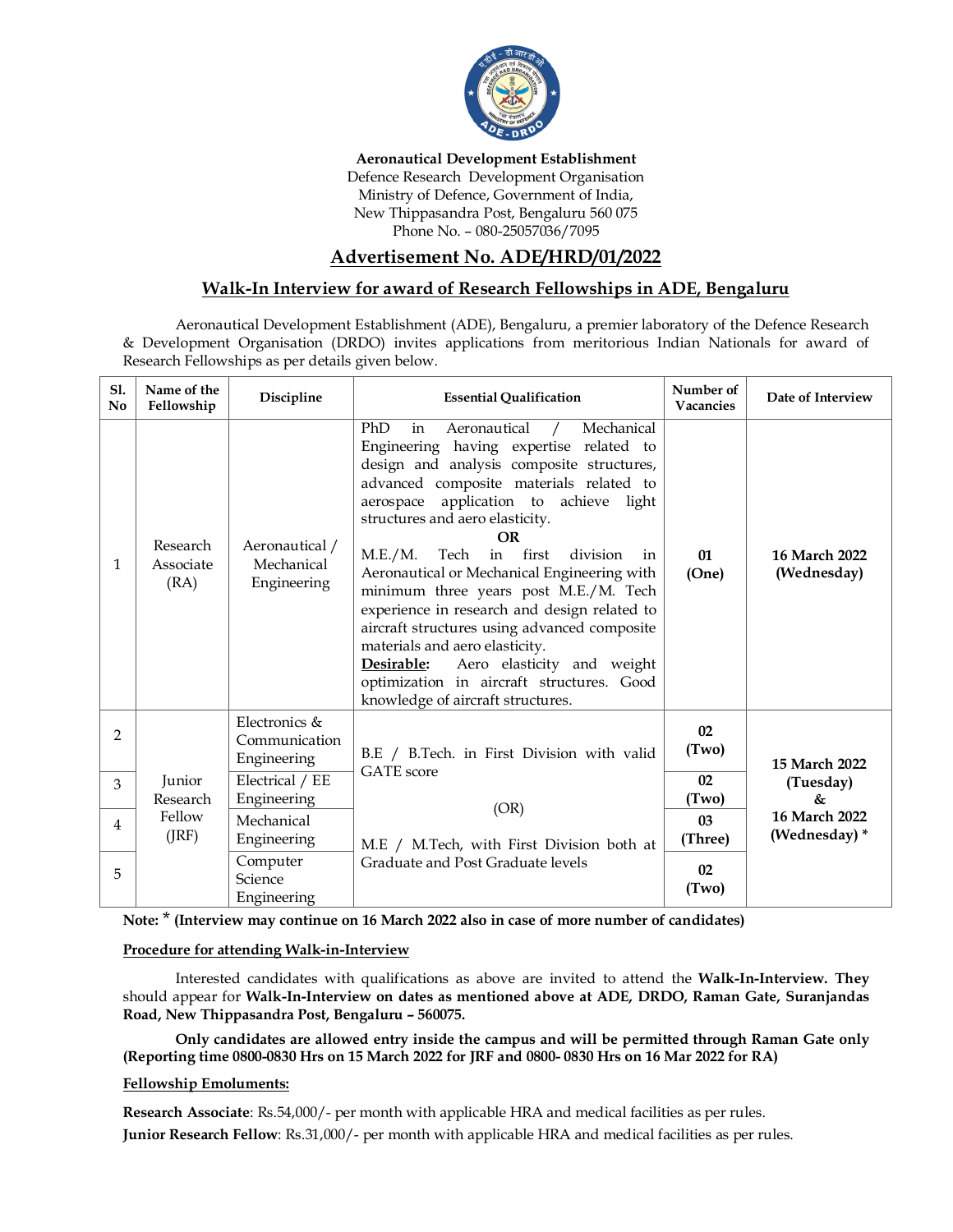**Aeronautical Development Establishment**
Defence Research Development Organisation
Ministry of Defence, Government of India,
New Thippasandra Post, Bengaluru 560 075
Phone No. – 080-25057036/7095

# Advertisement No. ADE/HRD/01/2022

## Walk-In Interview for award of Research Fellowships in ADE, Bengaluru

Aeronautical Development Establishment (ADE), Bengaluru, a premier laboratory of the Defence Research & Development Organisation (DRDO) invites applications from meritorious Indian Nationals for award of Research Fellowships as per details given below.

| Sl. No | Name of the Fellowship | Discipline | Essential Qualification | Number of Vacancies | Date of Interview |
|---|---|---|---|---|---|
| 1 | Research Associate (RA) | Aeronautical / Mechanical Engineering | PhD in Aeronautical / Mechanical Engineering having expertise related to design and analysis composite structures, advanced composite materials related to aerospace application to achieve light structures and aero elasticity. **OR** M.E./M. Tech in first division in Aeronautical or Mechanical Engineering with minimum three years post M.E./M. Tech experience in research and design related to aircraft structures using advanced composite materials and aero elasticity. **Desirable:** Aero elasticity and weight optimization in aircraft structures. Good knowledge of aircraft structures. | **01 (One)** | **16 March 2022 (Wednesday)** |
| 2 | Junior Research Fellow (JRF) | Electronics & Communication Engineering | B.E / B.Tech. in First Division with valid GATE score (OR) M.E / M.Tech, with First Division both at Graduate and Post Graduate levels | **02 (Two)** | **15 March 2022 (Tuesday) & 16 March 2022 (Wednesday) \*** |
| 3 | | Electrical / EE Engineering | | **02 (Two)** | |
| 4 | | Mechanical Engineering | | **03 (Three)** | |
| 5 | | Computer Science Engineering | | **02 (Two)** | |

**Note: \* (Interview may continue on 16 March 2022 also in case of more number of candidates)**

**Procedure for attending Walk-in-Interview**

Interested candidates with qualifications as above are invited to attend the **Walk-In-Interview. They** should appear for **Walk-In-Interview on dates as mentioned above at ADE, DRDO, Raman Gate, Suranjandas Road, New Thippasandra Post, Bengaluru – 560075.**

**Only candidates are allowed entry inside the campus and will be permitted through Raman Gate only (Reporting time 0800-0830 Hrs on 15 March 2022 for JRF and 0800- 0830 Hrs on 16 Mar 2022 for RA)**

**Fellowship Emoluments:**

**Research Associate**: Rs.54,000/- per month with applicable HRA and medical facilities as per rules.

**Junior Research Fellow**: Rs.31,000/- per month with applicable HRA and medical facilities as per rules.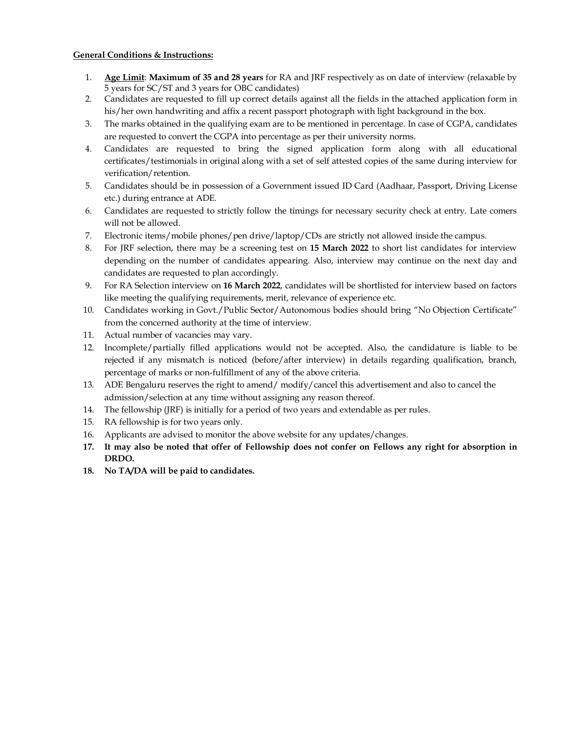**General Conditions & Instructions:**

1. **Age Limit**: **Maximum of 35 and 28 years** for RA and JRF respectively as on date of interview (relaxable by 5 years for SC/ST and 3 years for OBC candidates)
2. Candidates are requested to fill up correct details against all the fields in the attached application form in his/her own handwriting and affix a recent passport photograph with light background in the box.
3. The marks obtained in the qualifying exam are to be mentioned in percentage. In case of CGPA, candidates are requested to convert the CGPA into percentage as per their university norms.
4. Candidates are requested to bring the signed application form along with all educational certificates/testimonials in original along with a set of self attested copies of the same during interview for verification/retention.
5. Candidates should be in possession of a Government issued ID Card (Aadhaar, Passport, Driving License etc.) during entrance at ADE.
6. Candidates are requested to strictly follow the timings for necessary security check at entry. Late comers will not be allowed.
7. Electronic items/mobile phones/pen drive/laptop/CDs are strictly not allowed inside the campus.
8. For JRF selection, there may be a screening test on **15 March 2022** to short list candidates for interview depending on the number of candidates appearing. Also, interview may continue on the next day and candidates are requested to plan accordingly.
9. For RA Selection interview on **16 March 2022**, candidates will be shortlisted for interview based on factors like meeting the qualifying requirements, merit, relevance of experience etc.
10. Candidates working in Govt./Public Sector/Autonomous bodies should bring "No Objection Certificate" from the concerned authority at the time of interview.
11. Actual number of vacancies may vary.
12. Incomplete/partially filled applications would not be accepted. Also, the candidature is liable to be rejected if any mismatch is noticed (before/after interview) in details regarding qualification, branch, percentage of marks or non-fulfillment of any of the above criteria.
13. ADE Bengaluru reserves the right to amend/ modify/cancel this advertisement and also to cancel the admission/selection at any time without assigning any reason thereof.
14. The fellowship (JRF) is initially for a period of two years and extendable as per rules.
15. RA fellowship is for two years only.
16. Applicants are advised to monitor the above website for any updates/changes.
17. **It may also be noted that offer of Fellowship does not confer on Fellows any right for absorption in DRDO.**
18. **No TA/DA will be paid to candidates.**